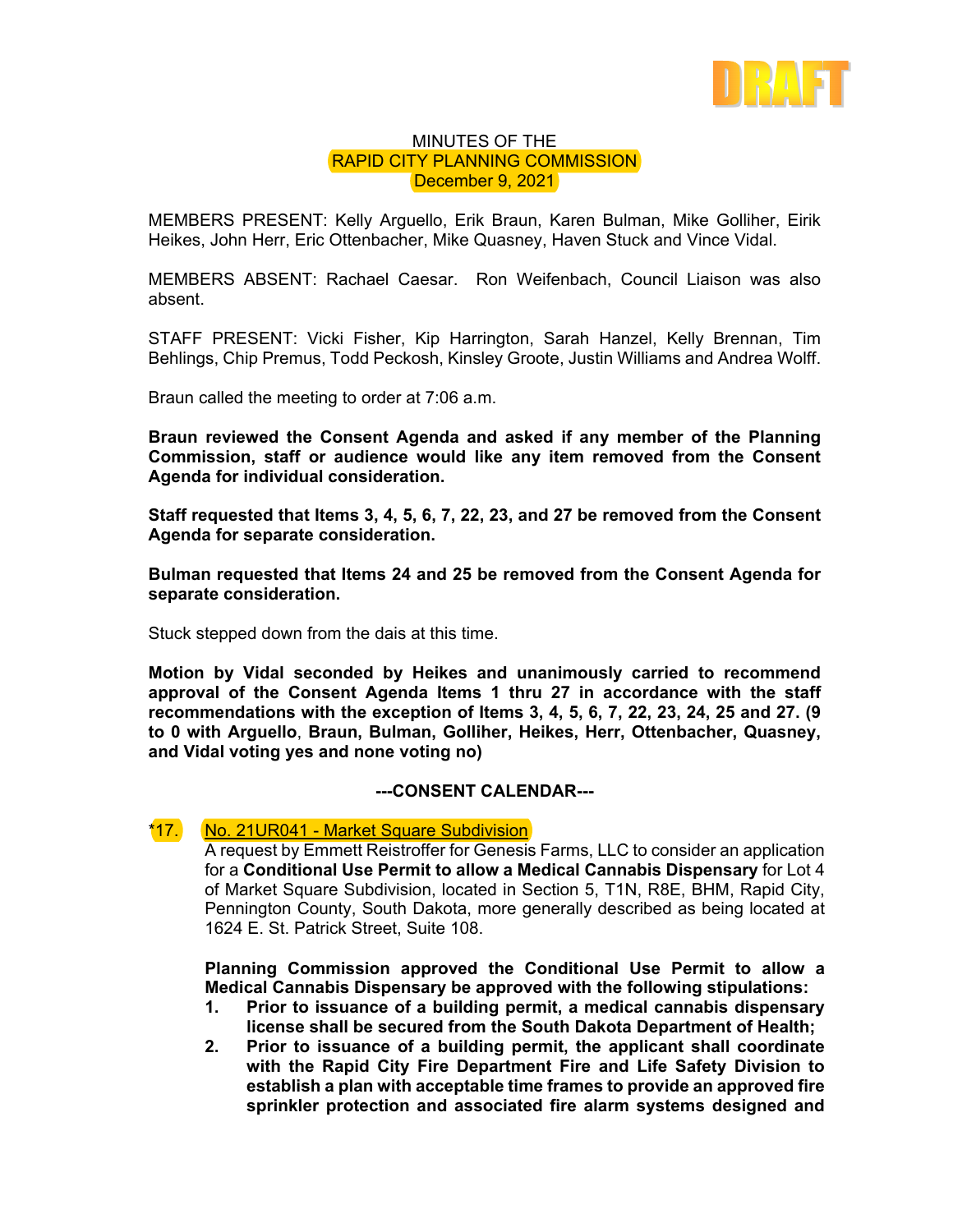DRAFT

MINUTES OF THE
RAPID CITY PLANNING COMMISSION
December 9, 2021

MEMBERS PRESENT: Kelly Arguello, Erik Braun, Karen Bulman, Mike Golliher, Eirik Heikes, John Herr, Eric Ottenbacher, Mike Quasney, Haven Stuck and Vince Vidal.

MEMBERS ABSENT: Rachael Caesar. Ron Weifenbach, Council Liaison was also absent.

STAFF PRESENT: Vicki Fisher, Kip Harrington, Sarah Hanzel, Kelly Brennan, Tim Behlings, Chip Premus, Todd Peckosh, Kinsley Groote, Justin Williams and Andrea Wolff.

Braun called the meeting to order at 7:06 a.m.

**Braun reviewed the Consent Agenda and asked if any member of the Planning Commission, staff or audience would like any item removed from the Consent Agenda for individual consideration.**

**Staff requested that Items 3, 4, 5, 6, 7, 22, 23, and 27 be removed from the Consent Agenda for separate consideration.**

**Bulman requested that Items 24 and 25 be removed from the Consent Agenda for separate consideration.**

Stuck stepped down from the dais at this time.

**Motion by Vidal seconded by Heikes and unanimously carried to recommend approval of the Consent Agenda Items 1 thru 27 in accordance with the staff recommendations with the exception of Items 3, 4, 5, 6, 7, 22, 23, 24, 25 and 27. (9 to 0 with Arguello, Braun, Bulman, Golliher, Heikes, Herr, Ottenbacher, Quasney, and Vidal voting yes and none voting no)**

**---CONSENT CALENDAR---**

*17. No. 21UR041 - Market Square Subdivision

A request by Emmett Reistroffer for Genesis Farms, LLC to consider an application for a **Conditional Use Permit to allow a Medical Cannabis Dispensary** for Lot 4 of Market Square Subdivision, located in Section 5, T1N, R8E, BHM, Rapid City, Pennington County, South Dakota, more generally described as being located at 1624 E. St. Patrick Street, Suite 108.

**Planning Commission approved the Conditional Use Permit to allow a Medical Cannabis Dispensary be approved with the following stipulations:**

1. **Prior to issuance of a building permit, a medical cannabis dispensary license shall be secured from the South Dakota Department of Health;**
2. **Prior to issuance of a building permit, the applicant shall coordinate with the Rapid City Fire Department Fire and Life Safety Division to establish a plan with acceptable time frames to provide an approved fire sprinkler protection and associated fire alarm systems designed and**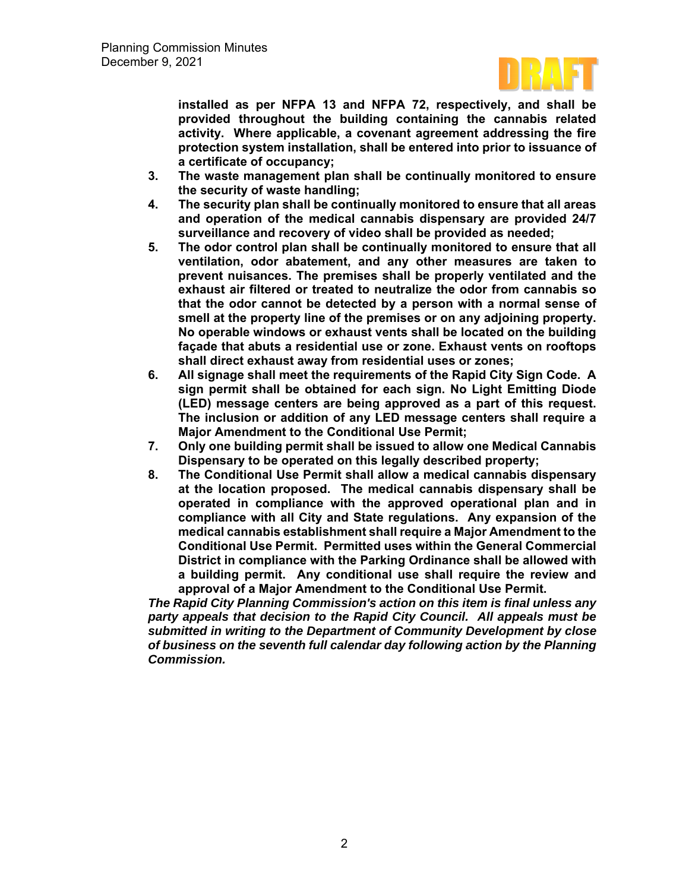**installed as per NFPA 13 and NFPA 72, respectively, and shall be provided throughout the building containing the cannabis related activity. Where applicable, a covenant agreement addressing the fire protection system installation, shall be entered into prior to issuance of a certificate of occupancy;**

3. **The waste management plan shall be continually monitored to ensure the security of waste handling;**
4. **The security plan shall be continually monitored to ensure that all areas and operation of the medical cannabis dispensary are provided 24/7 surveillance and recovery of video shall be provided as needed;**
5. **The odor control plan shall be continually monitored to ensure that all ventilation, odor abatement, and any other measures are taken to prevent nuisances. The premises shall be properly ventilated and the exhaust air filtered or treated to neutralize the odor from cannabis so that the odor cannot be detected by a person with a normal sense of smell at the property line of the premises or on any adjoining property. No operable windows or exhaust vents shall be located on the building façade that abuts a residential use or zone. Exhaust vents on rooftops shall direct exhaust away from residential uses or zones;**
6. **All signage shall meet the requirements of the Rapid City Sign Code. A sign permit shall be obtained for each sign. No Light Emitting Diode (LED) message centers are being approved as a part of this request. The inclusion or addition of any LED message centers shall require a Major Amendment to the Conditional Use Permit;**
7. **Only one building permit shall be issued to allow one Medical Cannabis Dispensary to be operated on this legally described property;**
8. **The Conditional Use Permit shall allow a medical cannabis dispensary at the location proposed. The medical cannabis dispensary shall be operated in compliance with the approved operational plan and in compliance with all City and State regulations. Any expansion of the medical cannabis establishment shall require a Major Amendment to the Conditional Use Permit. Permitted uses within the General Commercial District in compliance with the Parking Ordinance shall be allowed with a building permit. Any conditional use shall require the review and approval of a Major Amendment to the Conditional Use Permit.**

***The Rapid City Planning Commission's action on this item is final unless any party appeals that decision to the Rapid City Council. All appeals must be submitted in writing to the Department of Community Development by close of business on the seventh full calendar day following action by the Planning Commission.***